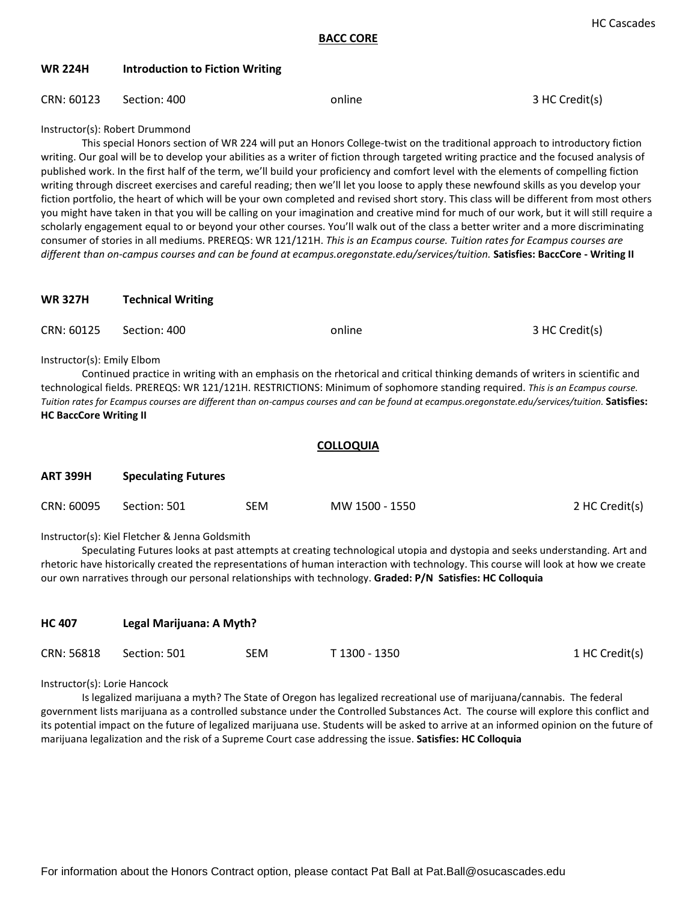HC Cascades

## BACC CORE

**WR 224H** **Introduction to Fiction Writing**

CRN: 60123 Section: 400 online 3 HC Credit(s)

Instructor(s): Robert Drummond

This special Honors section of WR 224 will put an Honors College-twist on the traditional approach to introductory fiction writing. Our goal will be to develop your abilities as a writer of fiction through targeted writing practice and the focused analysis of published work. In the first half of the term, we'll build your proficiency and comfort level with the elements of compelling fiction writing through discreet exercises and careful reading; then we'll let you loose to apply these newfound skills as you develop your fiction portfolio, the heart of which will be your own completed and revised short story. This class will be different from most others you might have taken in that you will be calling on your imagination and creative mind for much of our work, but it will still require a scholarly engagement equal to or beyond your other courses. You'll walk out of the class a better writer and a more discriminating consumer of stories in all mediums. PREREQS: WR 121/121H. *This is an Ecampus course. Tuition rates for Ecampus courses are different than on-campus courses and can be found at ecampus.oregonstate.edu/services/tuition.* **Satisfies: BaccCore - Writing II**

**WR 327H** **Technical Writing**

CRN: 60125 Section: 400 online 3 HC Credit(s)

Instructor(s): Emily Elbom

Continued practice in writing with an emphasis on the rhetorical and critical thinking demands of writers in scientific and technological fields. PREREQS: WR 121/121H. RESTRICTIONS: Minimum of sophomore standing required. *This is an Ecampus course. Tuition rates for Ecampus courses are different than on-campus courses and can be found at ecampus.oregonstate.edu/services/tuition.* **Satisfies: HC BaccCore Writing II**

## COLLOQUIA

**ART 399H** **Speculating Futures**

CRN: 60095 Section: 501 SEM MW 1500 - 1550 2 HC Credit(s)

Instructor(s): Kiel Fletcher & Jenna Goldsmith

Speculating Futures looks at past attempts at creating technological utopia and dystopia and seeks understanding. Art and rhetoric have historically created the representations of human interaction with technology. This course will look at how we create our own narratives through our personal relationships with technology. **Graded: P/N Satisfies: HC Colloquia**

**HC 407** **Legal Marijuana: A Myth?**

CRN: 56818 Section: 501 SEM T 1300 - 1350 1 HC Credit(s)

Instructor(s): Lorie Hancock

Is legalized marijuana a myth? The State of Oregon has legalized recreational use of marijuana/cannabis. The federal government lists marijuana as a controlled substance under the Controlled Substances Act. The course will explore this conflict and its potential impact on the future of legalized marijuana use. Students will be asked to arrive at an informed opinion on the future of marijuana legalization and the risk of a Supreme Court case addressing the issue. **Satisfies: HC Colloquia**

For information about the Honors Contract option, please contact Pat Ball at Pat.Ball@osucascades.edu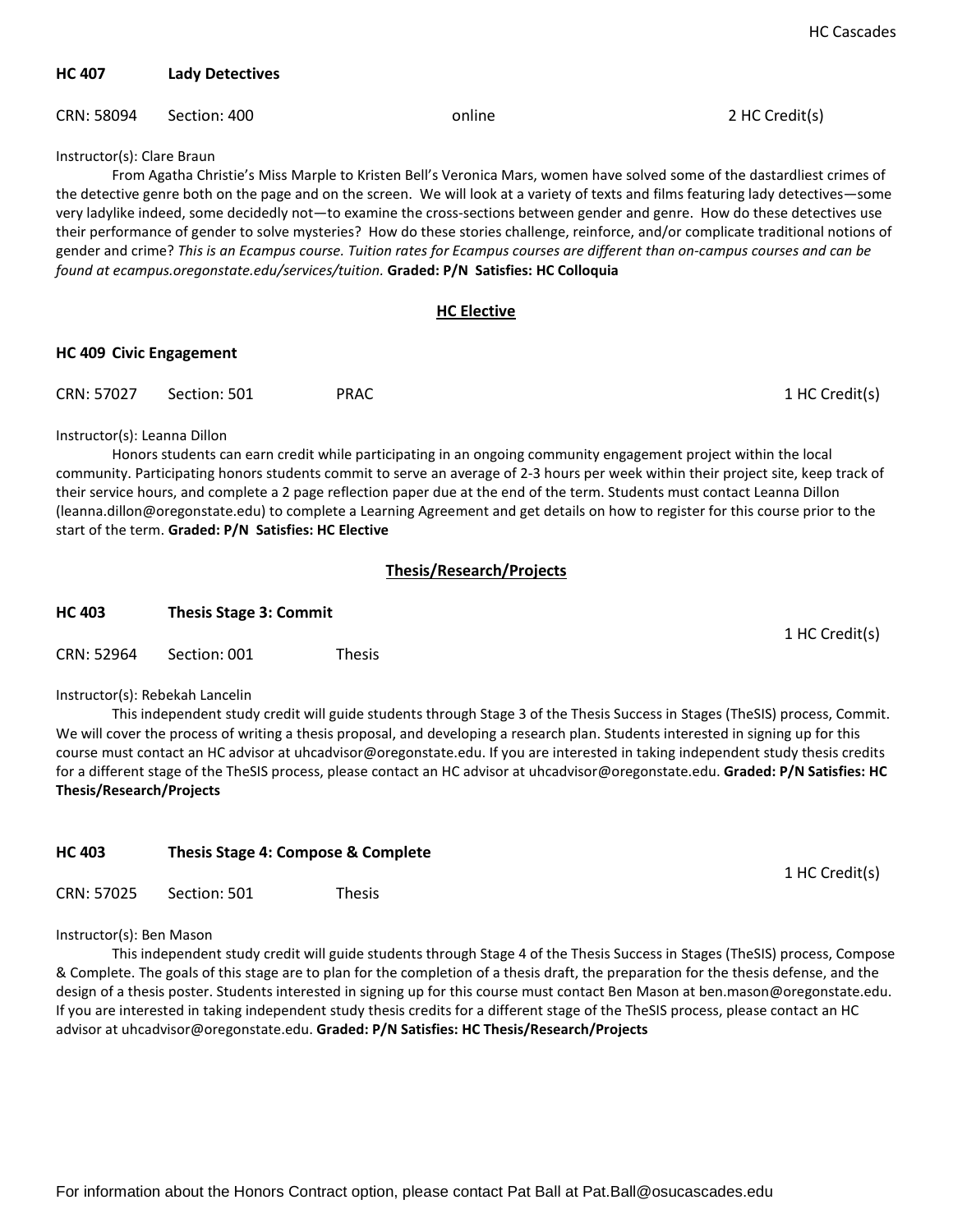### HC 407 Lady Detectives

CRN: 58094 Section: 400 online 2 HC Credit(s)

Instructor(s): Clare Braun

From Agatha Christie's Miss Marple to Kristen Bell's Veronica Mars, women have solved some of the dastardliest crimes of the detective genre both on the page and on the screen. We will look at a variety of texts and films featuring lady detectives—some very ladylike indeed, some decidedly not—to examine the cross-sections between gender and genre. How do these detectives use their performance of gender to solve mysteries? How do these stories challenge, reinforce, and/or complicate traditional notions of gender and crime? *This is an Ecampus course. Tuition rates for Ecampus courses are different than on-campus courses and can be found at ecampus.oregonstate.edu/services/tuition.* **Graded: P/N Satisfies: HC Colloquia**

## HC Elective

### HC 409 Civic Engagement

CRN: 57027 Section: 501 PRAC 1 HC Credit(s)

Instructor(s): Leanna Dillon

Honors students can earn credit while participating in an ongoing community engagement project within the local community. Participating honors students commit to serve an average of 2-3 hours per week within their project site, keep track of their service hours, and complete a 2 page reflection paper due at the end of the term. Students must contact Leanna Dillon (leanna.dillon@oregonstate.edu) to complete a Learning Agreement and get details on how to register for this course prior to the start of the term. **Graded: P/N Satisfies: HC Elective**

## Thesis/Research/Projects

### HC 403 Thesis Stage 3: Commit

CRN: 52964 Section: 001 Thesis 1 HC Credit(s)

Instructor(s): Rebekah Lancelin

This independent study credit will guide students through Stage 3 of the Thesis Success in Stages (TheSIS) process, Commit. We will cover the process of writing a thesis proposal, and developing a research plan. Students interested in signing up for this course must contact an HC advisor at uhcadvisor@oregonstate.edu. If you are interested in taking independent study thesis credits for a different stage of the TheSIS process, please contact an HC advisor at uhcadvisor@oregonstate.edu. **Graded: P/N Satisfies: HC Thesis/Research/Projects**

### HC 403 Thesis Stage 4: Compose & Complete

CRN: 57025 Section: 501 Thesis 1 HC Credit(s)

Instructor(s): Ben Mason

This independent study credit will guide students through Stage 4 of the Thesis Success in Stages (TheSIS) process, Compose & Complete. The goals of this stage are to plan for the completion of a thesis draft, the preparation for the thesis defense, and the design of a thesis poster. Students interested in signing up for this course must contact Ben Mason at ben.mason@oregonstate.edu. If you are interested in taking independent study thesis credits for a different stage of the TheSIS process, please contact an HC advisor at uhcadvisor@oregonstate.edu. **Graded: P/N Satisfies: HC Thesis/Research/Projects**

For information about the Honors Contract option, please contact Pat Ball at Pat.Ball@osucascades.edu